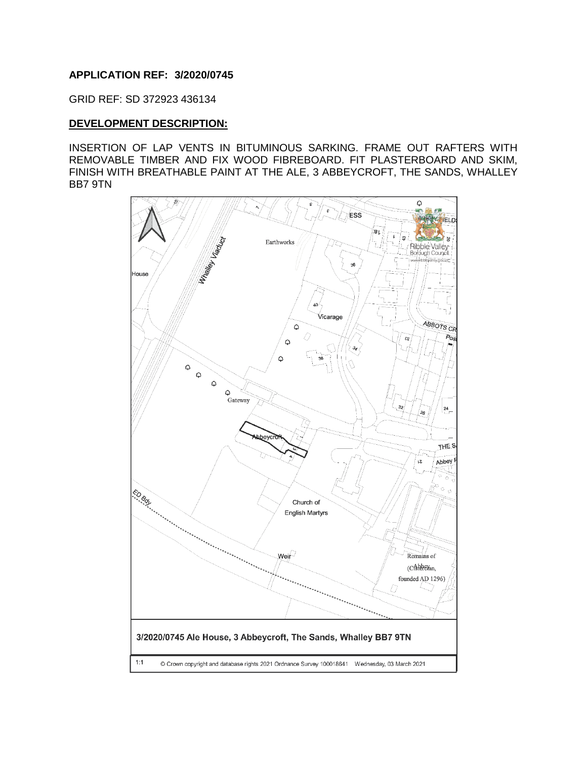**APPLICATION REF: 3/2020/0745**

GRID REF: SD 372923 436134

**DEVELOPMENT DESCRIPTION:**

INSERTION OF LAP VENTS IN BITUMINOUS SARKING. FRAME OUT RAFTERS WITH REMOVABLE TIMBER AND FIX WOOD FIBREBOARD. FIT PLASTERBOARD AND SKIM, FINISH WITH BREATHABLE PAINT AT THE ALE, 3 ABBEYCROFT, THE SANDS, WHALLEY BB7 9TN

3/2020/0745 Ale House, 3 Abbeycroft, The Sands, Whalley BB7 9TN

1:1 © Crown copyright and database rights 2021 Ordnance Survey 100018641 Wednesday, 03 March 2021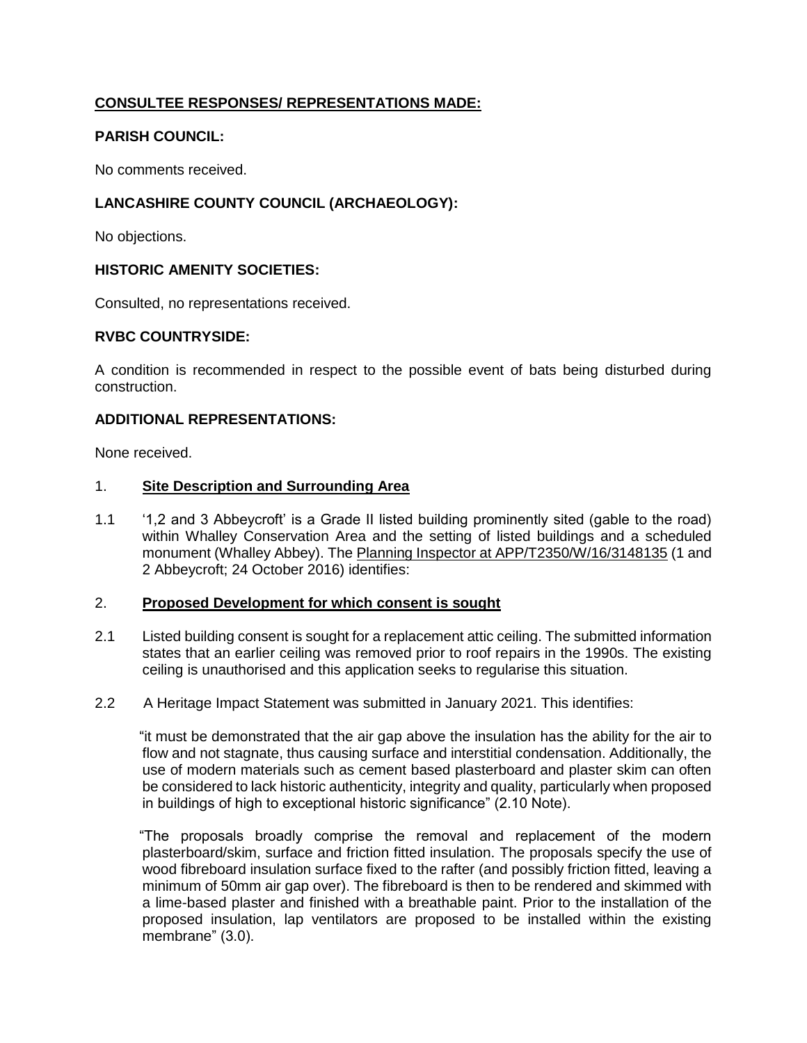## CONSULTEE RESPONSES/ REPRESENTATIONS MADE:

### PARISH COUNCIL:

No comments received.

### LANCASHIRE COUNTY COUNCIL (ARCHAEOLOGY):

No objections.

### HISTORIC AMENITY SOCIETIES:

Consulted, no representations received.

### RVBC COUNTRYSIDE:

A condition is recommended in respect to the possible event of bats being disturbed during construction.

### ADDITIONAL REPRESENTATIONS:

None received.

## 1. Site Description and Surrounding Area

1.1 '1,2 and 3 Abbeycroft' is a Grade II listed building prominently sited (gable to the road) within Whalley Conservation Area and the setting of listed buildings and a scheduled monument (Whalley Abbey). The Planning Inspector at APP/T2350/W/16/3148135 (1 and 2 Abbeycroft; 24 October 2016) identifies:

## 2. Proposed Development for which consent is sought

2.1 Listed building consent is sought for a replacement attic ceiling. The submitted information states that an earlier ceiling was removed prior to roof repairs in the 1990s. The existing ceiling is unauthorised and this application seeks to regularise this situation.

2.2 A Heritage Impact Statement was submitted in January 2021. This identifies:

> "it must be demonstrated that the air gap above the insulation has the ability for the air to flow and not stagnate, thus causing surface and interstitial condensation. Additionally, the use of modern materials such as cement based plasterboard and plaster skim can often be considered to lack historic authenticity, integrity and quality, particularly when proposed in buildings of high to exceptional historic significance" (2.10 Note).

> "The proposals broadly comprise the removal and replacement of the modern plasterboard/skim, surface and friction fitted insulation. The proposals specify the use of wood fibreboard insulation surface fixed to the rafter (and possibly friction fitted, leaving a minimum of 50mm air gap over). The fibreboard is then to be rendered and skimmed with a lime-based plaster and finished with a breathable paint. Prior to the installation of the proposed insulation, lap ventilators are proposed to be installed within the existing membrane" (3.0).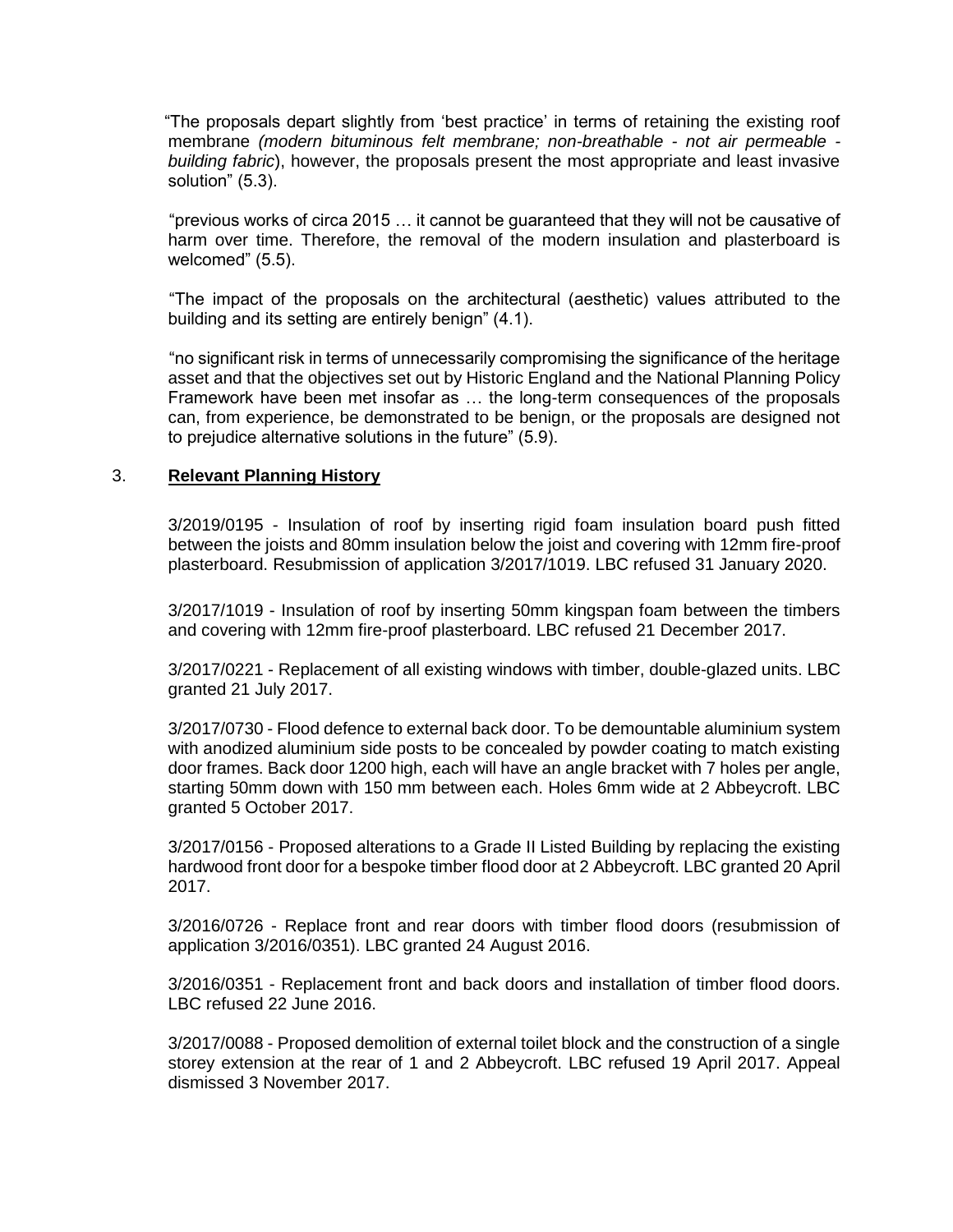"The proposals depart slightly from 'best practice' in terms of retaining the existing roof membrane *(modern bituminous felt membrane; non-breathable - not air permeable - building fabric*), however, the proposals present the most appropriate and least invasive solution" (5.3).

"previous works of circa 2015 … it cannot be guaranteed that they will not be causative of harm over time. Therefore, the removal of the modern insulation and plasterboard is welcomed" (5.5).

"The impact of the proposals on the architectural (aesthetic) values attributed to the building and its setting are entirely benign" (4.1).

"no significant risk in terms of unnecessarily compromising the significance of the heritage asset and that the objectives set out by Historic England and the National Planning Policy Framework have been met insofar as … the long-term consequences of the proposals can, from experience, be demonstrated to be benign, or the proposals are designed not to prejudice alternative solutions in the future" (5.9).

## 3. **Relevant Planning History**

3/2019/0195 - Insulation of roof by inserting rigid foam insulation board push fitted between the joists and 80mm insulation below the joist and covering with 12mm fire-proof plasterboard. Resubmission of application 3/2017/1019. LBC refused 31 January 2020.

3/2017/1019 - Insulation of roof by inserting 50mm kingspan foam between the timbers and covering with 12mm fire-proof plasterboard. LBC refused 21 December 2017.

3/2017/0221 - Replacement of all existing windows with timber, double-glazed units. LBC granted 21 July 2017.

3/2017/0730 - Flood defence to external back door. To be demountable aluminium system with anodized aluminium side posts to be concealed by powder coating to match existing door frames. Back door 1200 high, each will have an angle bracket with 7 holes per angle, starting 50mm down with 150 mm between each. Holes 6mm wide at 2 Abbeycroft. LBC granted 5 October 2017.

3/2017/0156 - Proposed alterations to a Grade II Listed Building by replacing the existing hardwood front door for a bespoke timber flood door at 2 Abbeycroft. LBC granted 20 April 2017.

3/2016/0726 - Replace front and rear doors with timber flood doors (resubmission of application 3/2016/0351). LBC granted 24 August 2016.

3/2016/0351 - Replacement front and back doors and installation of timber flood doors. LBC refused 22 June 2016.

3/2017/0088 - Proposed demolition of external toilet block and the construction of a single storey extension at the rear of 1 and 2 Abbeycroft. LBC refused 19 April 2017. Appeal dismissed 3 November 2017.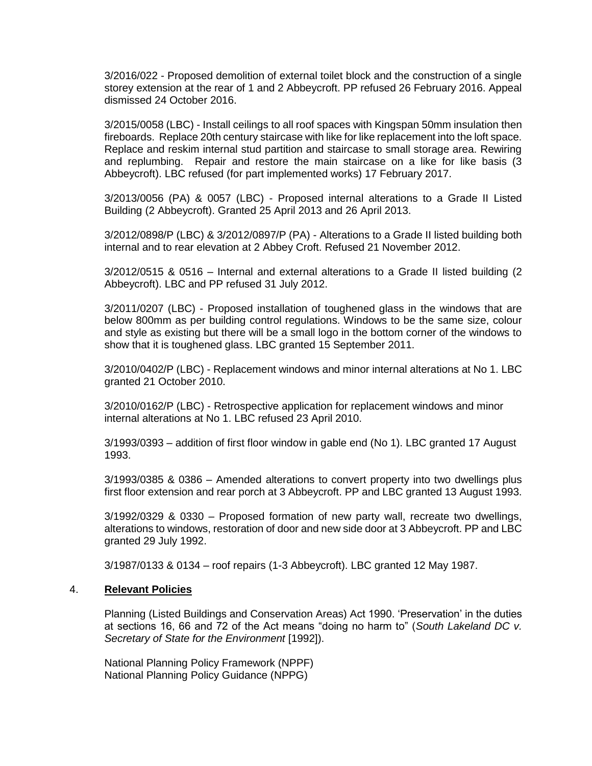3/2016/022 - Proposed demolition of external toilet block and the construction of a single storey extension at the rear of 1 and 2 Abbeycroft. PP refused 26 February 2016. Appeal dismissed 24 October 2016.

3/2015/0058 (LBC) - Install ceilings to all roof spaces with Kingspan 50mm insulation then fireboards. Replace 20th century staircase with like for like replacement into the loft space. Replace and reskim internal stud partition and staircase to small storage area. Rewiring and replumbing. Repair and restore the main staircase on a like for like basis (3 Abbeycroft). LBC refused (for part implemented works) 17 February 2017.

3/2013/0056 (PA) & 0057 (LBC) - Proposed internal alterations to a Grade II Listed Building (2 Abbeycroft). Granted 25 April 2013 and 26 April 2013.

3/2012/0898/P (LBC) & 3/2012/0897/P (PA) - Alterations to a Grade II listed building both internal and to rear elevation at 2 Abbey Croft. Refused 21 November 2012.

3/2012/0515 & 0516 – Internal and external alterations to a Grade II listed building (2 Abbeycroft). LBC and PP refused 31 July 2012.

3/2011/0207 (LBC) - Proposed installation of toughened glass in the windows that are below 800mm as per building control regulations. Windows to be the same size, colour and style as existing but there will be a small logo in the bottom corner of the windows to show that it is toughened glass. LBC granted 15 September 2011.

3/2010/0402/P (LBC) - Replacement windows and minor internal alterations at No 1. LBC granted 21 October 2010.

3/2010/0162/P (LBC) - Retrospective application for replacement windows and minor internal alterations at No 1. LBC refused 23 April 2010.

3/1993/0393 – addition of first floor window in gable end (No 1). LBC granted 17 August 1993.

3/1993/0385 & 0386 – Amended alterations to convert property into two dwellings plus first floor extension and rear porch at 3 Abbeycroft. PP and LBC granted 13 August 1993.

3/1992/0329 & 0330 – Proposed formation of new party wall, recreate two dwellings, alterations to windows, restoration of door and new side door at 3 Abbeycroft. PP and LBC granted 29 July 1992.

3/1987/0133 & 0134 – roof repairs (1-3 Abbeycroft). LBC granted 12 May 1987.

## 4. **Relevant Policies**

Planning (Listed Buildings and Conservation Areas) Act 1990. 'Preservation' in the duties at sections 16, 66 and 72 of the Act means "doing no harm to" (*South Lakeland DC v. Secretary of State for the Environment* [1992]).

National Planning Policy Framework (NPPF)
National Planning Policy Guidance (NPPG)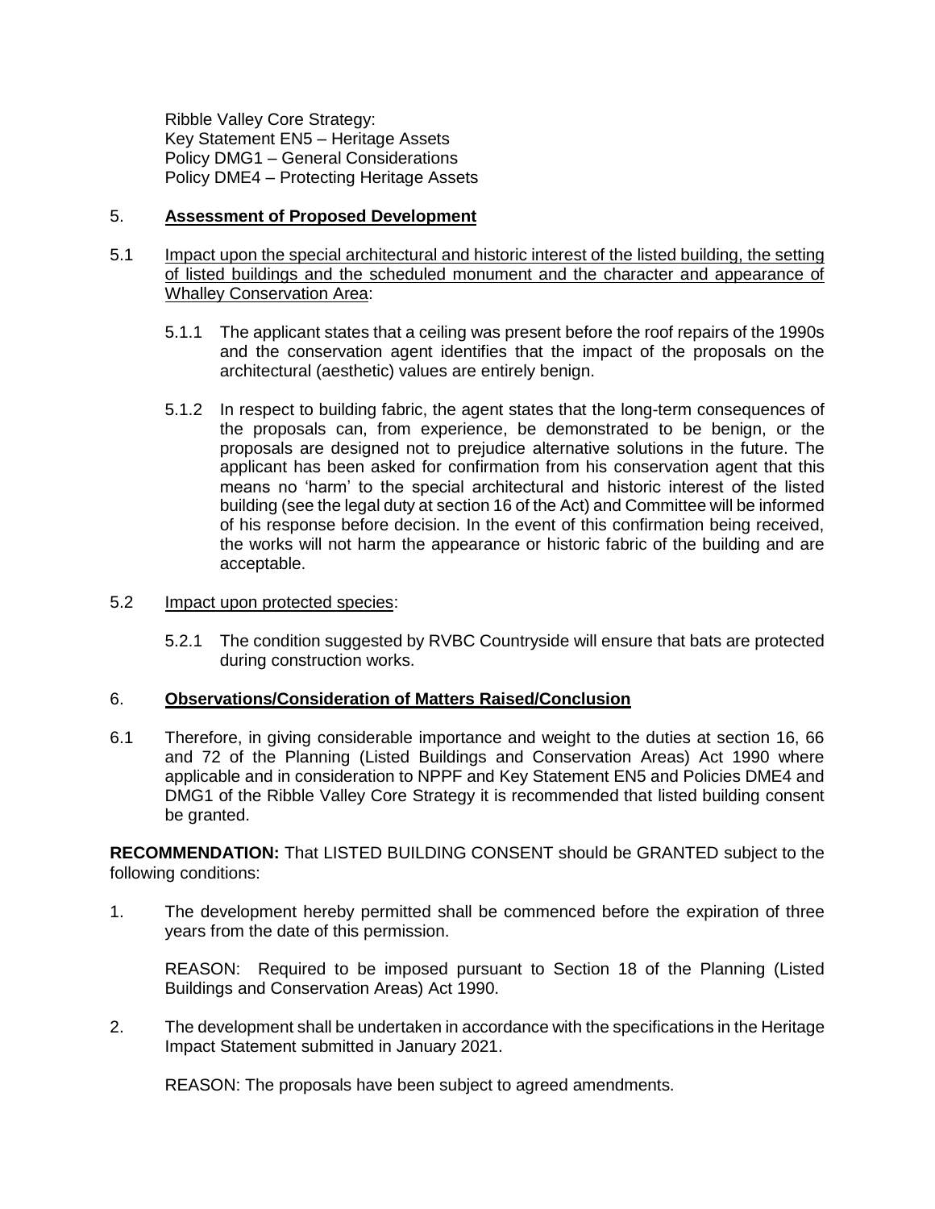Ribble Valley Core Strategy:
Key Statement EN5 – Heritage Assets
Policy DMG1 – General Considerations
Policy DME4 – Protecting Heritage Assets

## 5. **Assessment of Proposed Development**

5.1 Impact upon the special architectural and historic interest of the listed building, the setting of listed buildings and the scheduled monument and the character and appearance of Whalley Conservation Area:

5.1.1 The applicant states that a ceiling was present before the roof repairs of the 1990s and the conservation agent identifies that the impact of the proposals on the architectural (aesthetic) values are entirely benign.

5.1.2 In respect to building fabric, the agent states that the long-term consequences of the proposals can, from experience, be demonstrated to be benign, or the proposals are designed not to prejudice alternative solutions in the future. The applicant has been asked for confirmation from his conservation agent that this means no 'harm' to the special architectural and historic interest of the listed building (see the legal duty at section 16 of the Act) and Committee will be informed of his response before decision. In the event of this confirmation being received, the works will not harm the appearance or historic fabric of the building and are acceptable.

5.2 Impact upon protected species:

5.2.1 The condition suggested by RVBC Countryside will ensure that bats are protected during construction works.

## 6. **Observations/Consideration of Matters Raised/Conclusion**

6.1 Therefore, in giving considerable importance and weight to the duties at section 16, 66 and 72 of the Planning (Listed Buildings and Conservation Areas) Act 1990 where applicable and in consideration to NPPF and Key Statement EN5 and Policies DME4 and DMG1 of the Ribble Valley Core Strategy it is recommended that listed building consent be granted.

**RECOMMENDATION:** That LISTED BUILDING CONSENT should be GRANTED subject to the following conditions:

1. The development hereby permitted shall be commenced before the expiration of three years from the date of this permission.

   REASON: Required to be imposed pursuant to Section 18 of the Planning (Listed Buildings and Conservation Areas) Act 1990.

2. The development shall be undertaken in accordance with the specifications in the Heritage Impact Statement submitted in January 2021.

   REASON: The proposals have been subject to agreed amendments.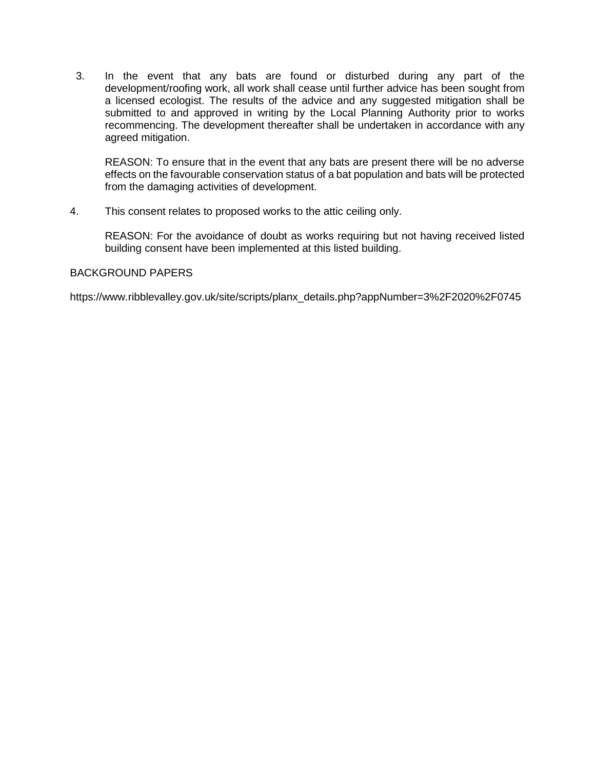3. In the event that any bats are found or disturbed during any part of the development/roofing work, all work shall cease until further advice has been sought from a licensed ecologist. The results of the advice and any suggested mitigation shall be submitted to and approved in writing by the Local Planning Authority prior to works recommencing. The development thereafter shall be undertaken in accordance with any agreed mitigation.

   REASON: To ensure that in the event that any bats are present there will be no adverse effects on the favourable conservation status of a bat population and bats will be protected from the damaging activities of development.

4. This consent relates to proposed works to the attic ceiling only.

   REASON: For the avoidance of doubt as works requiring but not having received listed building consent have been implemented at this listed building.

BACKGROUND PAPERS

https://www.ribblevalley.gov.uk/site/scripts/planx_details.php?appNumber=3%2F2020%2F0745